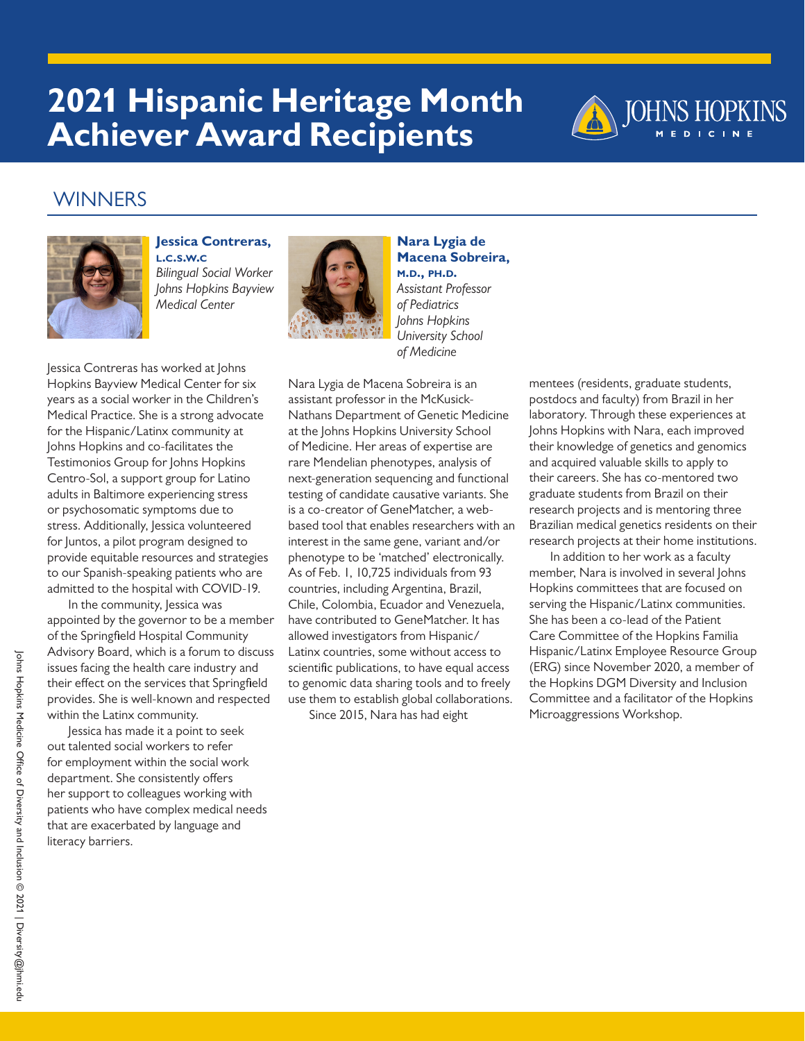# 2021 Hispanic Heritage Month Achiever Award Recipients

## WINNERS

**Jessica Contreras, L.C.S.W.C**
*Bilingual Social Worker*
*Johns Hopkins Bayview Medical Center*

Jessica Contreras has worked at Johns Hopkins Bayview Medical Center for six years as a social worker in the Children's Medical Practice. She is a strong advocate for the Hispanic/Latinx community at Johns Hopkins and co-facilitates the Testimonios Group for Johns Hopkins Centro-Sol, a support group for Latino adults in Baltimore experiencing stress or psychosomatic symptoms due to stress. Additionally, Jessica volunteered for Juntos, a pilot program designed to provide equitable resources and strategies to our Spanish-speaking patients who are admitted to the hospital with COVID-19.

In the community, Jessica was appointed by the governor to be a member of the Springfield Hospital Community Advisory Board, which is a forum to discuss issues facing the health care industry and their effect on the services that Springfield provides. She is well-known and respected within the Latinx community.

Jessica has made it a point to seek out talented social workers to refer for employment within the social work department. She consistently offers her support to colleagues working with patients who have complex medical needs that are exacerbated by language and literacy barriers.

**Nara Lygia de Macena Sobreira, M.D., PH.D.**
*Assistant Professor of Pediatrics*
*Johns Hopkins University School of Medicine*

Nara Lygia de Macena Sobreira is an assistant professor in the McKusick-Nathans Department of Genetic Medicine at the Johns Hopkins University School of Medicine. Her areas of expertise are rare Mendelian phenotypes, analysis of next-generation sequencing and functional testing of candidate causative variants. She is a co-creator of GeneMatcher, a web-based tool that enables researchers with an interest in the same gene, variant and/or phenotype to be 'matched' electronically. As of Feb. 1, 10,725 individuals from 93 countries, including Argentina, Brazil, Chile, Colombia, Ecuador and Venezuela, have contributed to GeneMatcher. It has allowed investigators from Hispanic/Latinx countries, some without access to scientific publications, to have equal access to genomic data sharing tools and to freely use them to establish global collaborations.

Since 2015, Nara has had eight mentees (residents, graduate students, postdocs and faculty) from Brazil in her laboratory. Through these experiences at Johns Hopkins with Nara, each improved their knowledge of genetics and genomics and acquired valuable skills to apply to their careers. She has co-mentored two graduate students from Brazil on their research projects and is mentoring three Brazilian medical genetics residents on their research projects at their home institutions.

In addition to her work as a faculty member, Nara is involved in several Johns Hopkins committees that are focused on serving the Hispanic/Latinx communities. She has been a co-lead of the Patient Care Committee of the Hopkins Familia Hispanic/Latinx Employee Resource Group (ERG) since November 2020, a member of the Hopkins DGM Diversity and Inclusion Committee and a facilitator of the Hopkins Microaggressions Workshop.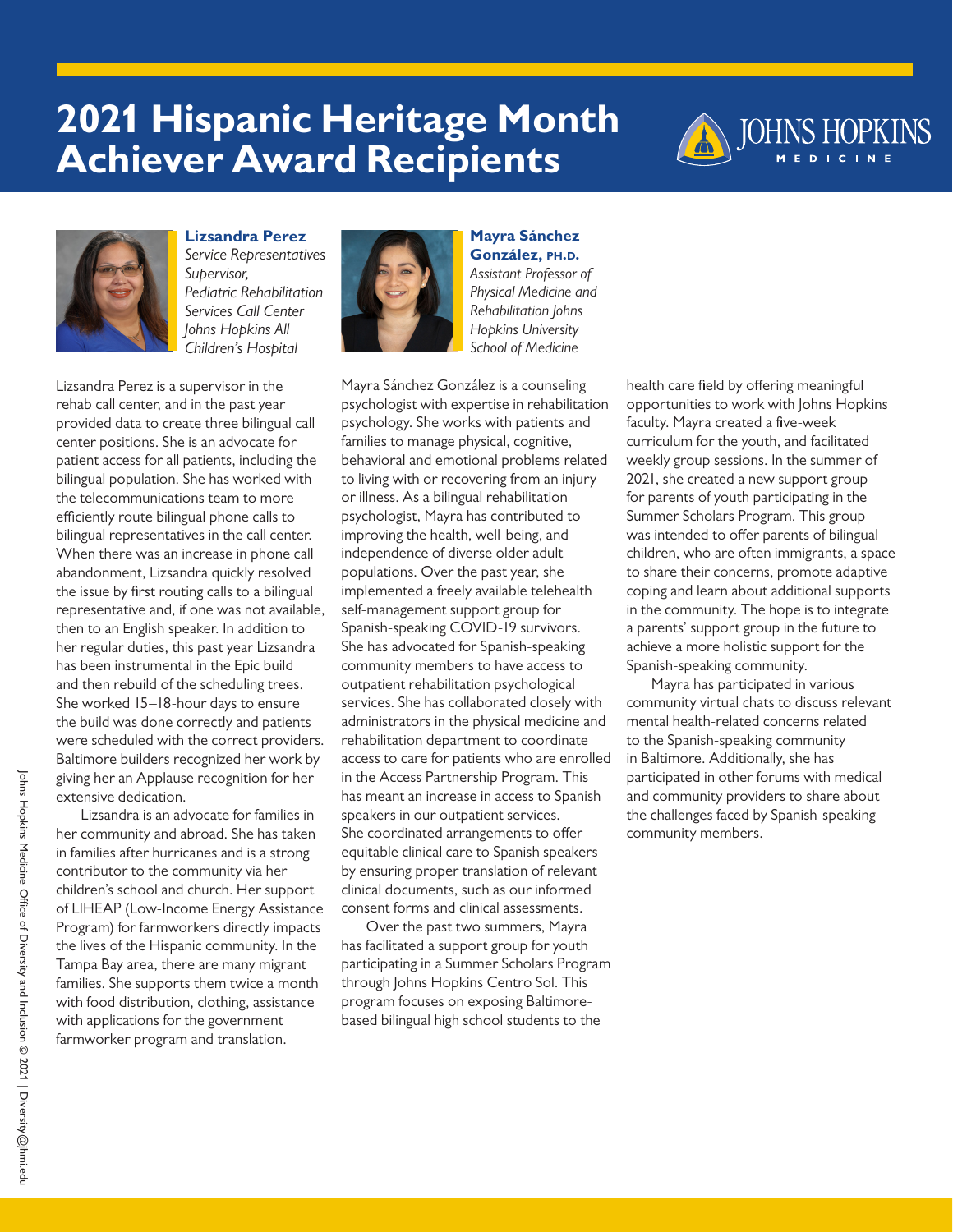# 2021 Hispanic Heritage Month Achiever Award Recipients

JOHNS HOPKINS MEDICINE

## Lizsandra Perez

*Service Representatives Supervisor, Pediatric Rehabilitation Services Call Center Johns Hopkins All Children's Hospital*

Lizsandra Perez is a supervisor in the rehab call center, and in the past year provided data to create three bilingual call center positions. She is an advocate for patient access for all patients, including the bilingual population. She has worked with the telecommunications team to more efficiently route bilingual phone calls to bilingual representatives in the call center. When there was an increase in phone call abandonment, Lizsandra quickly resolved the issue by first routing calls to a bilingual representative and, if one was not available, then to an English speaker. In addition to her regular duties, this past year Lizsandra has been instrumental in the Epic build and then rebuild of the scheduling trees. She worked 15–18-hour days to ensure the build was done correctly and patients were scheduled with the correct providers. Baltimore builders recognized her work by giving her an Applause recognition for her extensive dedication.

Lizsandra is an advocate for families in her community and abroad. She has taken in families after hurricanes and is a strong contributor to the community via her children's school and church. Her support of LIHEAP (Low-Income Energy Assistance Program) for farmworkers directly impacts the lives of the Hispanic community. In the Tampa Bay area, there are many migrant families. She supports them twice a month with food distribution, clothing, assistance with applications for the government farmworker program and translation.

## Mayra Sánchez González, PH.D.

*Assistant Professor of Physical Medicine and Rehabilitation Johns Hopkins University School of Medicine*

Mayra Sánchez González is a counseling psychologist with expertise in rehabilitation psychology. She works with patients and families to manage physical, cognitive, behavioral and emotional problems related to living with or recovering from an injury or illness. As a bilingual rehabilitation psychologist, Mayra has contributed to improving the health, well-being, and independence of diverse older adult populations. Over the past year, she implemented a freely available telehealth self-management support group for Spanish-speaking COVID-19 survivors. She has advocated for Spanish-speaking community members to have access to outpatient rehabilitation psychological services. She has collaborated closely with administrators in the physical medicine and rehabilitation department to coordinate access to care for patients who are enrolled in the Access Partnership Program. This has meant an increase in access to Spanish speakers in our outpatient services. She coordinated arrangements to offer equitable clinical care to Spanish speakers by ensuring proper translation of relevant clinical documents, such as our informed consent forms and clinical assessments.

Over the past two summers, Mayra has facilitated a support group for youth participating in a Summer Scholars Program through Johns Hopkins Centro Sol. This program focuses on exposing Baltimore-based bilingual high school students to the health care field by offering meaningful opportunities to work with Johns Hopkins faculty. Mayra created a five-week curriculum for the youth, and facilitated weekly group sessions. In the summer of 2021, she created a new support group for parents of youth participating in the Summer Scholars Program. This group was intended to offer parents of bilingual children, who are often immigrants, a space to share their concerns, promote adaptive coping and learn about additional supports in the community. The hope is to integrate a parents' support group in the future to achieve a more holistic support for the Spanish-speaking community.

Mayra has participated in various community virtual chats to discuss relevant mental health-related concerns related to the Spanish-speaking community in Baltimore. Additionally, she has participated in other forums with medical and community providers to share about the challenges faced by Spanish-speaking community members.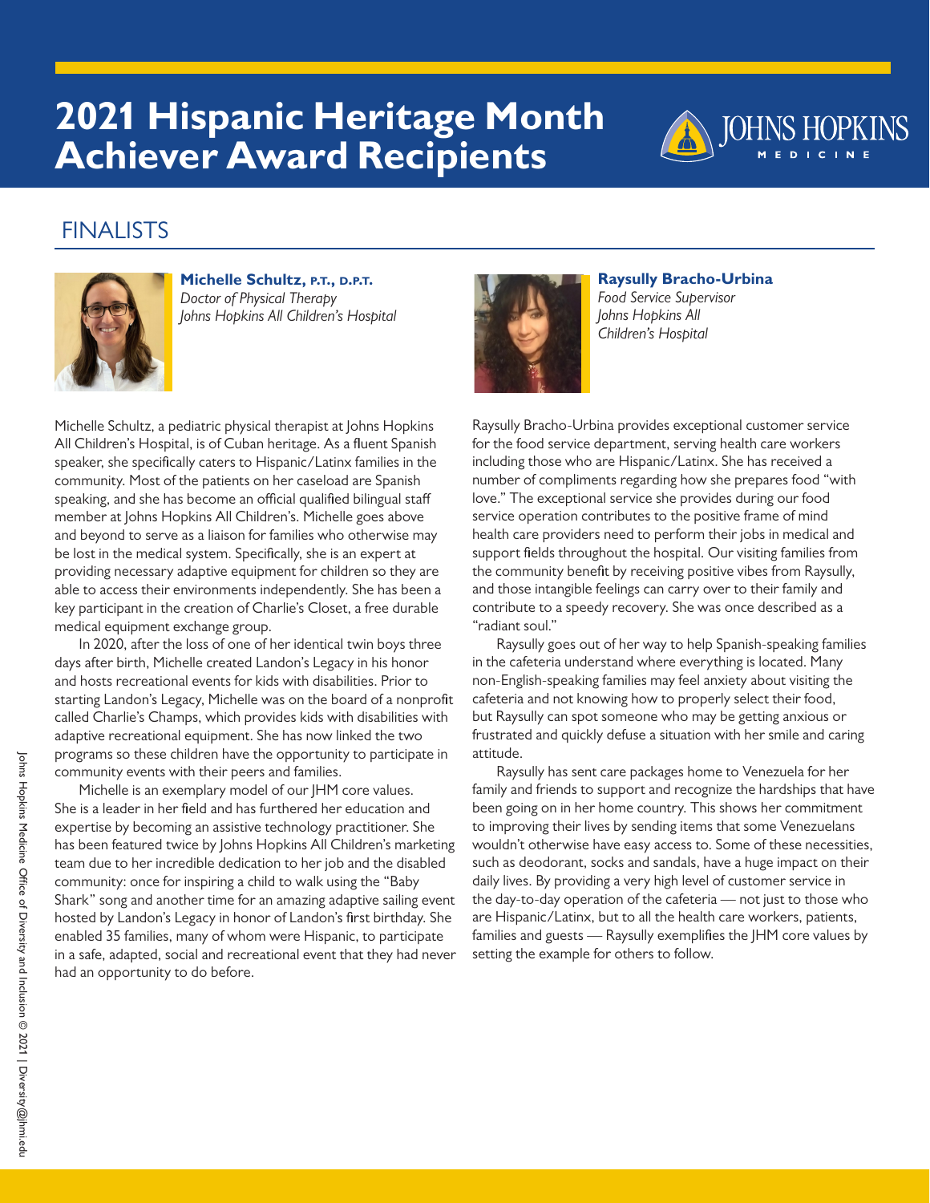# 2021 Hispanic Heritage Month Achiever Award Recipients

## FINALISTS

**Michelle Schultz, P.T., D.P.T.**
*Doctor of Physical Therapy*
*Johns Hopkins All Children's Hospital*

Michelle Schultz, a pediatric physical therapist at Johns Hopkins All Children's Hospital, is of Cuban heritage. As a fluent Spanish speaker, she specifically caters to Hispanic/Latinx families in the community. Most of the patients on her caseload are Spanish speaking, and she has become an official qualified bilingual staff member at Johns Hopkins All Children's. Michelle goes above and beyond to serve as a liaison for families who otherwise may be lost in the medical system. Specifically, she is an expert at providing necessary adaptive equipment for children so they are able to access their environments independently. She has been a key participant in the creation of Charlie's Closet, a free durable medical equipment exchange group.

In 2020, after the loss of one of her identical twin boys three days after birth, Michelle created Landon's Legacy in his honor and hosts recreational events for kids with disabilities. Prior to starting Landon's Legacy, Michelle was on the board of a nonprofit called Charlie's Champs, which provides kids with disabilities with adaptive recreational equipment. She has now linked the two programs so these children have the opportunity to participate in community events with their peers and families.

Michelle is an exemplary model of our JHM core values. She is a leader in her field and has furthered her education and expertise by becoming an assistive technology practitioner. She has been featured twice by Johns Hopkins All Children's marketing team due to her incredible dedication to her job and the disabled community: once for inspiring a child to walk using the "Baby Shark" song and another time for an amazing adaptive sailing event hosted by Landon's Legacy in honor of Landon's first birthday. She enabled 35 families, many of whom were Hispanic, to participate in a safe, adapted, social and recreational event that they had never had an opportunity to do before.

**Raysully Bracho-Urbina**
*Food Service Supervisor*
*Johns Hopkins All Children's Hospital*

Raysully Bracho-Urbina provides exceptional customer service for the food service department, serving health care workers including those who are Hispanic/Latinx. She has received a number of compliments regarding how she prepares food "with love." The exceptional service she provides during our food service operation contributes to the positive frame of mind health care providers need to perform their jobs in medical and support fields throughout the hospital. Our visiting families from the community benefit by receiving positive vibes from Raysully, and those intangible feelings can carry over to their family and contribute to a speedy recovery. She was once described as a "radiant soul."

Raysully goes out of her way to help Spanish-speaking families in the cafeteria understand where everything is located. Many non-English-speaking families may feel anxiety about visiting the cafeteria and not knowing how to properly select their food, but Raysully can spot someone who may be getting anxious or frustrated and quickly defuse a situation with her smile and caring attitude.

Raysully has sent care packages home to Venezuela for her family and friends to support and recognize the hardships that have been going on in her home country. This shows her commitment to improving their lives by sending items that some Venezuelans wouldn't otherwise have easy access to. Some of these necessities, such as deodorant, socks and sandals, have a huge impact on their daily lives. By providing a very high level of customer service in the day-to-day operation of the cafeteria — not just to those who are Hispanic/Latinx, but to all the health care workers, patients, families and guests — Raysully exemplifies the JHM core values by setting the example for others to follow.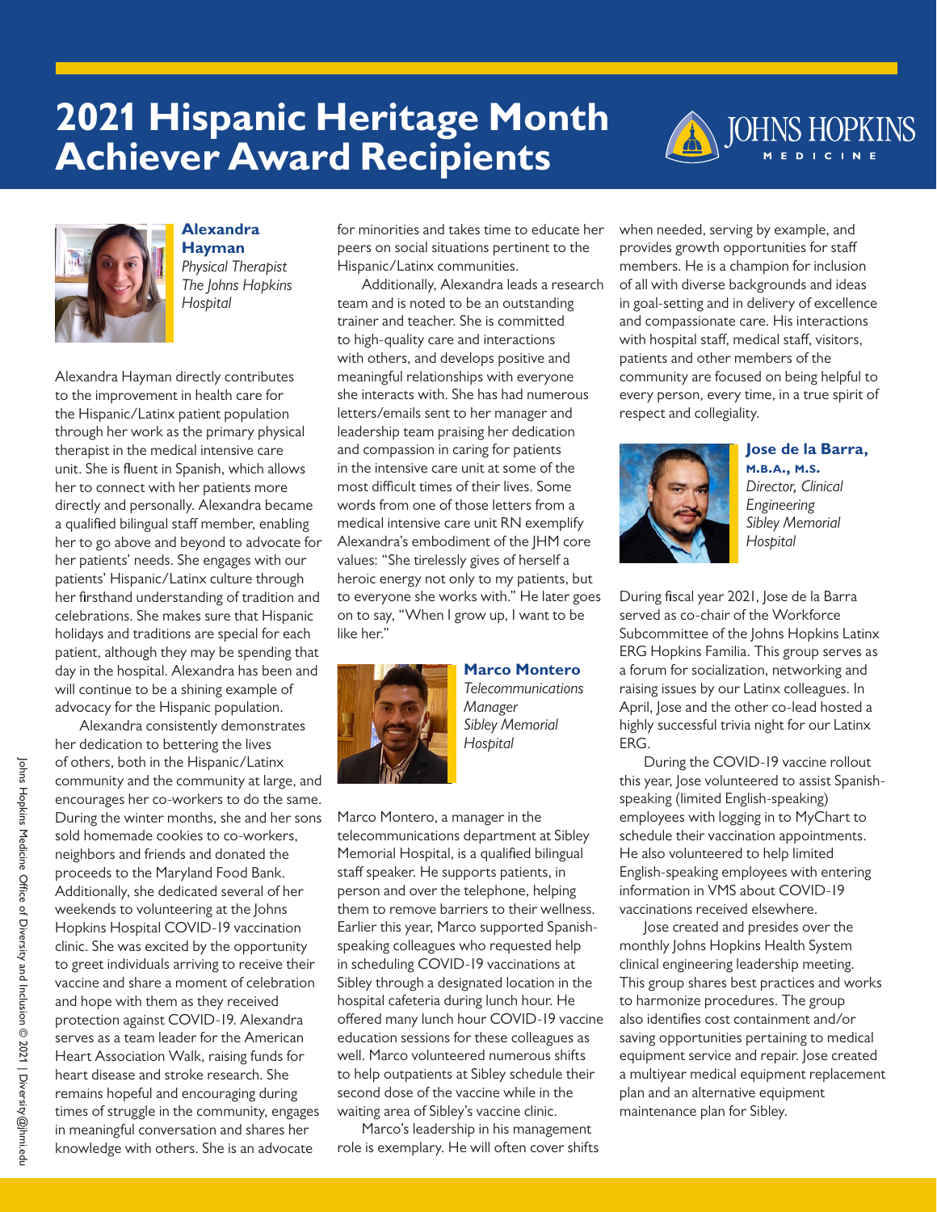# 2021 Hispanic Heritage Month Achiever Award Recipients

### Alexandra Hayman

*Physical Therapist*
*The Johns Hopkins Hospital*

Alexandra Hayman directly contributes to the improvement in health care for the Hispanic/Latinx patient population through her work as the primary physical therapist in the medical intensive care unit. She is fluent in Spanish, which allows her to connect with her patients more directly and personally. Alexandra became a qualified bilingual staff member, enabling her to go above and beyond to advocate for her patients' needs. She engages with our patients' Hispanic/Latinx culture through her firsthand understanding of tradition and celebrations. She makes sure that Hispanic holidays and traditions are special for each patient, although they may be spending that day in the hospital. Alexandra has been and will continue to be a shining example of advocacy for the Hispanic population.

Alexandra consistently demonstrates her dedication to bettering the lives of others, both in the Hispanic/Latinx community and the community at large, and encourages her co-workers to do the same. During the winter months, she and her sons sold homemade cookies to co-workers, neighbors and friends and donated the proceeds to the Maryland Food Bank. Additionally, she dedicated several of her weekends to volunteering at the Johns Hopkins Hospital COVID-19 vaccination clinic. She was excited by the opportunity to greet individuals arriving to receive their vaccine and share a moment of celebration and hope with them as they received protection against COVID-19. Alexandra serves as a team leader for the American Heart Association Walk, raising funds for heart disease and stroke research. She remains hopeful and encouraging during times of struggle in the community, engages in meaningful conversation and shares her knowledge with others. She is an advocate for minorities and takes time to educate her peers on social situations pertinent to the Hispanic/Latinx communities.

Additionally, Alexandra leads a research team and is noted to be an outstanding trainer and teacher. She is committed to high-quality care and interactions with others, and develops positive and meaningful relationships with everyone she interacts with. She has had numerous letters/emails sent to her manager and leadership team praising her dedication and compassion in caring for patients in the intensive care unit at some of the most difficult times of their lives. Some words from one of those letters from a medical intensive care unit RN exemplify Alexandra's embodiment of the JHM core values: "She tirelessly gives of herself a heroic energy not only to my patients, but to everyone she works with." He later goes on to say, "When I grow up, I want to be like her."

### Marco Montero

*Telecommunications Manager*
*Sibley Memorial Hospital*

Marco Montero, a manager in the telecommunications department at Sibley Memorial Hospital, is a qualified bilingual staff speaker. He supports patients, in person and over the telephone, helping them to remove barriers to their wellness. Earlier this year, Marco supported Spanish-speaking colleagues who requested help in scheduling COVID-19 vaccinations at Sibley through a designated location in the hospital cafeteria during lunch hour. He offered many lunch hour COVID-19 vaccine education sessions for these colleagues as well. Marco volunteered numerous shifts to help outpatients at Sibley schedule their second dose of the vaccine while in the waiting area of Sibley's vaccine clinic.

Marco's leadership in his management role is exemplary. He will often cover shifts when needed, serving by example, and provides growth opportunities for staff members. He is a champion for inclusion of all with diverse backgrounds and ideas in goal-setting and in delivery of excellence and compassionate care. His interactions with hospital staff, medical staff, visitors, patients and other members of the community are focused on being helpful to every person, every time, in a true spirit of respect and collegiality.

### Jose de la Barra, M.B.A., M.S.

*Director, Clinical Engineering*
*Sibley Memorial Hospital*

During fiscal year 2021, Jose de la Barra served as co-chair of the Workforce Subcommittee of the Johns Hopkins Latinx ERG Hopkins Familia. This group serves as a forum for socialization, networking and raising issues by our Latinx colleagues. In April, Jose and the other co-lead hosted a highly successful trivia night for our Latinx ERG.

During the COVID-19 vaccine rollout this year, Jose volunteered to assist Spanish-speaking (limited English-speaking) employees with logging in to MyChart to schedule their vaccination appointments. He also volunteered to help limited English-speaking employees with entering information in VMS about COVID-19 vaccinations received elsewhere.

Jose created and presides over the monthly Johns Hopkins Health System clinical engineering leadership meeting. This group shares best practices and works to harmonize procedures. The group also identifies cost containment and/or saving opportunities pertaining to medical equipment service and repair. Jose created a multiyear medical equipment replacement plan and an alternative equipment maintenance plan for Sibley.